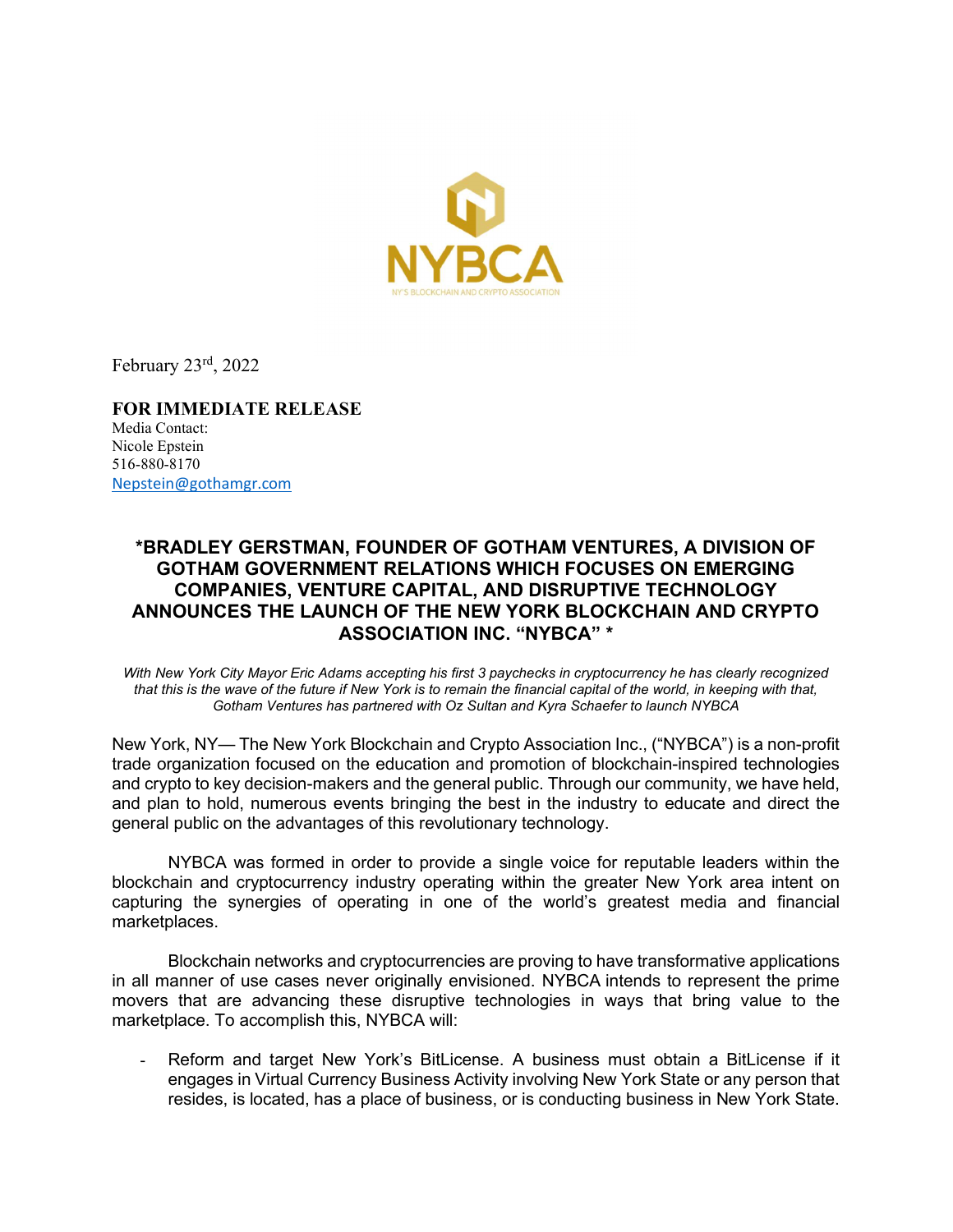NYBCA

NY'S BLOCKCHAIN AND CRYPTO ASSOCIATION

February 23rd, 2022

**FOR IMMEDIATE RELEASE**

Media Contact:
Nicole Epstein
516-880-8170
Nepstein@gothamgr.com

# *BRADLEY GERSTMAN, FOUNDER OF GOTHAM VENTURES, A DIVISION OF GOTHAM GOVERNMENT RELATIONS WHICH FOCUSES ON EMERGING COMPANIES, VENTURE CAPITAL, AND DISRUPTIVE TECHNOLOGY ANNOUNCES THE LAUNCH OF THE NEW YORK BLOCKCHAIN AND CRYPTO ASSOCIATION INC. "NYBCA" *

*With New York City Mayor Eric Adams accepting his first 3 paychecks in cryptocurrency he has clearly recognized that this is the wave of the future if New York is to remain the financial capital of the world, in keeping with that, Gotham Ventures has partnered with Oz Sultan and Kyra Schaefer to launch NYBCA*

New York, NY— The New York Blockchain and Crypto Association Inc., ("NYBCA") is a non-profit trade organization focused on the education and promotion of blockchain-inspired technologies and crypto to key decision-makers and the general public. Through our community, we have held, and plan to hold, numerous events bringing the best in the industry to educate and direct the general public on the advantages of this revolutionary technology.

NYBCA was formed in order to provide a single voice for reputable leaders within the blockchain and cryptocurrency industry operating within the greater New York area intent on capturing the synergies of operating in one of the world's greatest media and financial marketplaces.

Blockchain networks and cryptocurrencies are proving to have transformative applications in all manner of use cases never originally envisioned. NYBCA intends to represent the prime movers that are advancing these disruptive technologies in ways that bring value to the marketplace. To accomplish this, NYBCA will:

- Reform and target New York's BitLicense. A business must obtain a BitLicense if it engages in Virtual Currency Business Activity involving New York State or any person that resides, is located, has a place of business, or is conducting business in New York State.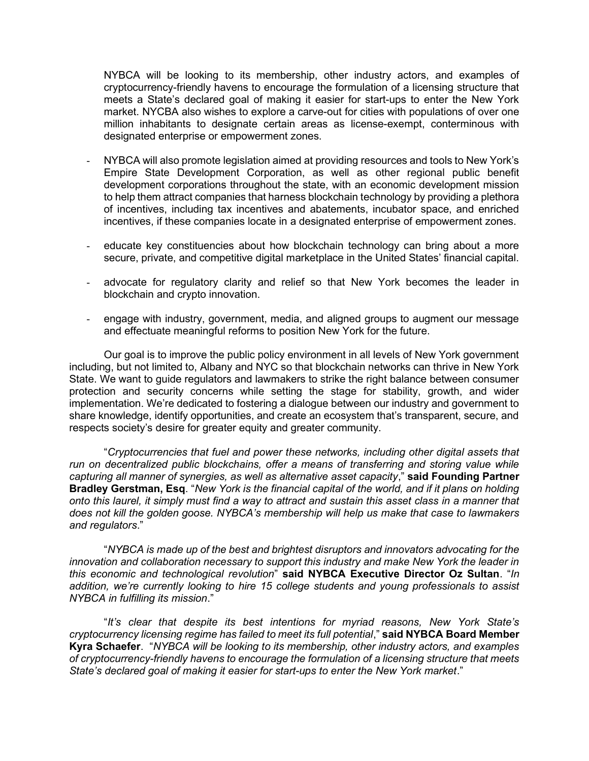NYBCA will be looking to its membership, other industry actors, and examples of cryptocurrency-friendly havens to encourage the formulation of a licensing structure that meets a State's declared goal of making it easier for start-ups to enter the New York market. NYCBA also wishes to explore a carve-out for cities with populations of over one million inhabitants to designate certain areas as license-exempt, conterminous with designated enterprise or empowerment zones.

- NYBCA will also promote legislation aimed at providing resources and tools to New York's Empire State Development Corporation, as well as other regional public benefit development corporations throughout the state, with an economic development mission to help them attract companies that harness blockchain technology by providing a plethora of incentives, including tax incentives and abatements, incubator space, and enriched incentives, if these companies locate in a designated enterprise of empowerment zones.
- educate key constituencies about how blockchain technology can bring about a more secure, private, and competitive digital marketplace in the United States' financial capital.
- advocate for regulatory clarity and relief so that New York becomes the leader in blockchain and crypto innovation.
- engage with industry, government, media, and aligned groups to augment our message and effectuate meaningful reforms to position New York for the future.

Our goal is to improve the public policy environment in all levels of New York government including, but not limited to, Albany and NYC so that blockchain networks can thrive in New York State. We want to guide regulators and lawmakers to strike the right balance between consumer protection and security concerns while setting the stage for stability, growth, and wider implementation. We're dedicated to fostering a dialogue between our industry and government to share knowledge, identify opportunities, and create an ecosystem that's transparent, secure, and respects society's desire for greater equity and greater community.

"*Cryptocurrencies that fuel and power these networks, including other digital assets that run on decentralized public blockchains, offer a means of transferring and storing value while capturing all manner of synergies, as well as alternative asset capacity*," **said Founding Partner Bradley Gerstman, Esq**. "*New York is the financial capital of the world, and if it plans on holding onto this laurel, it simply must find a way to attract and sustain this asset class in a manner that does not kill the golden goose. NYBCA's membership will help us make that case to lawmakers and regulators*."

"*NYBCA is made up of the best and brightest disruptors and innovators advocating for the innovation and collaboration necessary to support this industry and make New York the leader in this economic and technological revolution*" **said NYBCA Executive Director Oz Sultan**. "*In addition, we're currently looking to hire 15 college students and young professionals to assist NYBCA in fulfilling its mission*."

"*It's clear that despite its best intentions for myriad reasons, New York State's cryptocurrency licensing regime has failed to meet its full potential*," **said NYBCA Board Member Kyra Schaefer**. "*NYBCA will be looking to its membership, other industry actors, and examples of cryptocurrency-friendly havens to encourage the formulation of a licensing structure that meets State's declared goal of making it easier for start-ups to enter the New York market*."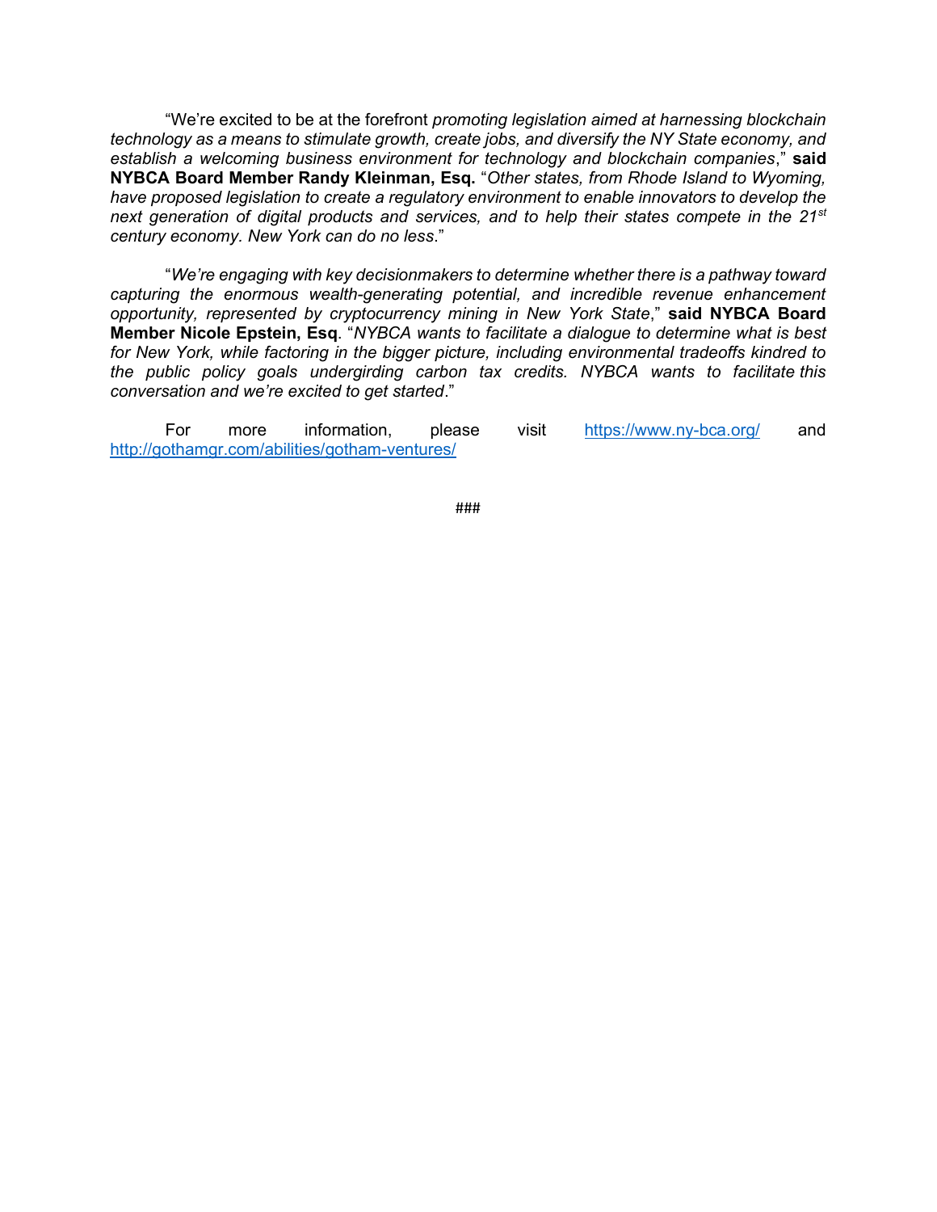"We're excited to be at the forefront *promoting legislation aimed at harnessing blockchain technology as a means to stimulate growth, create jobs, and diversify the NY State economy, and establish a welcoming business environment for technology and blockchain companies*," **said NYBCA Board Member Randy Kleinman, Esq.** "*Other states, from Rhode Island to Wyoming, have proposed legislation to create a regulatory environment to enable innovators to develop the next generation of digital products and services, and to help their states compete in the 21st century economy. New York can do no less*."

"*We're engaging with key decisionmakers to determine whether there is a pathway toward capturing the enormous wealth-generating potential, and incredible revenue enhancement opportunity, represented by cryptocurrency mining in New York State*," **said NYBCA Board Member Nicole Epstein, Esq**. "*NYBCA wants to facilitate a dialogue to determine what is best for New York, while factoring in the bigger picture, including environmental tradeoffs kindred to the public policy goals undergirding carbon tax credits. NYBCA wants to facilitate this conversation and we're excited to get started*."

For more information, please visit https://www.ny-bca.org/ and http://gothamgr.com/abilities/gotham-ventures/

###